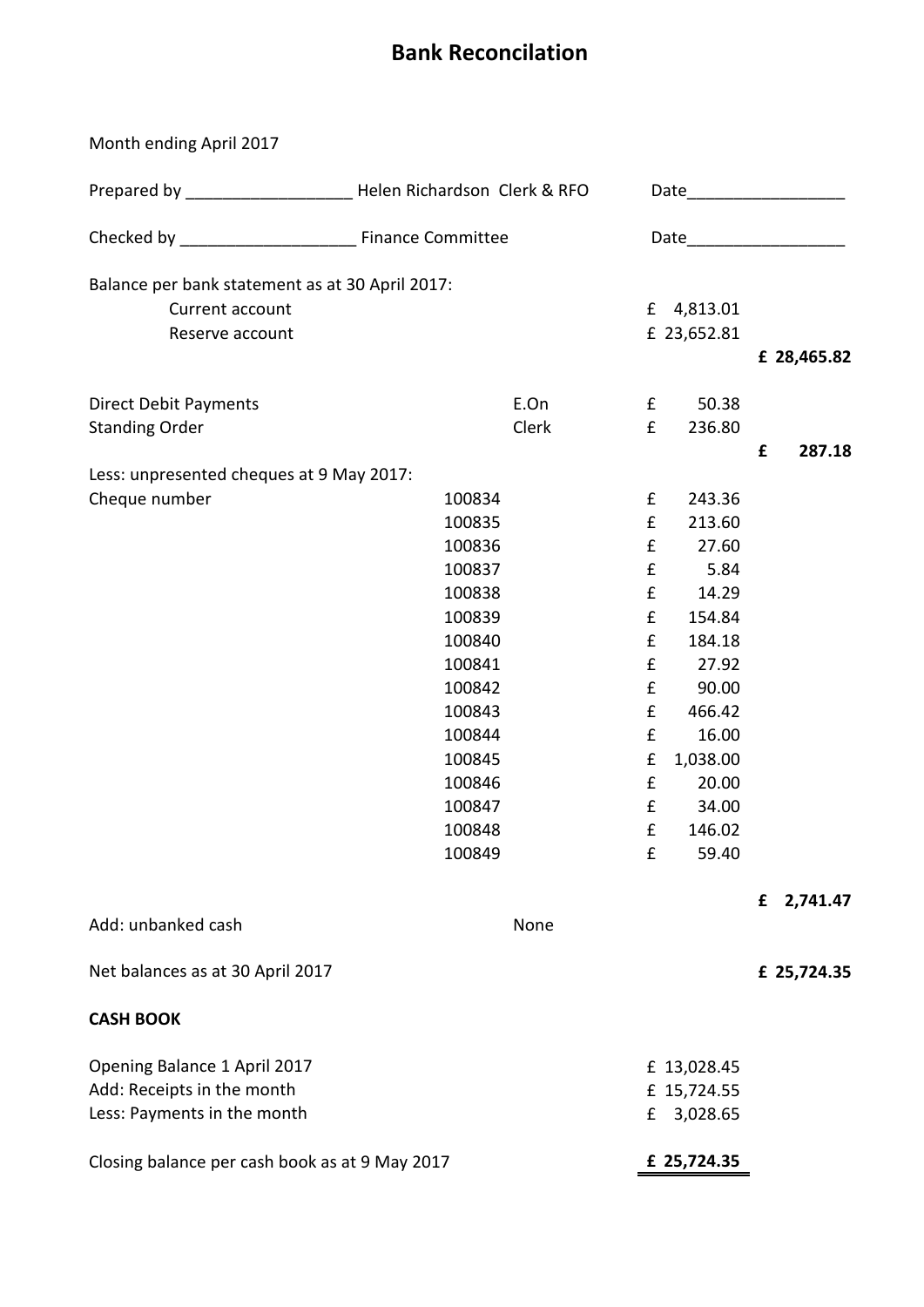# Bank Reconcilation

Month ending April 2017

Prepared by ___________________ Helen Richardson Clerk & RFO Date_________________

Checked by ___________________ Finance Committee Date_________________

| | | | | |
|---|---|---|---|---|
| Balance per bank statement as at 30 April 2017: | | | | |
| Current account | | | £ 4,813.01 | |
| Reserve account | | | £ 23,652.81 | |
| | | | | **£ 28,465.82** |
| Direct Debit Payments | | E.On | £ 50.38 | |
| Standing Order | | Clerk | £ 236.80 | |
| | | | | **£ 287.18** |
| Less: unpresented cheques at 9 May 2017: | | | | |
| Cheque number | 100834 | | £ 243.36 | |
| | 100835 | | £ 213.60 | |
| | 100836 | | £ 27.60 | |
| | 100837 | | £ 5.84 | |
| | 100838 | | £ 14.29 | |
| | 100839 | | £ 154.84 | |
| | 100840 | | £ 184.18 | |
| | 100841 | | £ 27.92 | |
| | 100842 | | £ 90.00 | |
| | 100843 | | £ 466.42 | |
| | 100844 | | £ 16.00 | |
| | 100845 | | £ 1,038.00 | |
| | 100846 | | £ 20.00 | |
| | 100847 | | £ 34.00 | |
| | 100848 | | £ 146.02 | |
| | 100849 | | £ 59.40 | |
| | | | | **£ 2,741.47** |
| Add: unbanked cash | | None | | |
| Net balances as at 30 April 2017 | | | | **£ 25,724.35** |

**CASH BOOK**

| | |
|---|---|
| Opening Balance 1 April 2017 | £ 13,028.45 |
| Add: Receipts in the month | £ 15,724.55 |
| Less: Payments in the month | £ 3,028.65 |
| Closing balance per cash book as at 9 May 2017 | **£ 25,724.35** |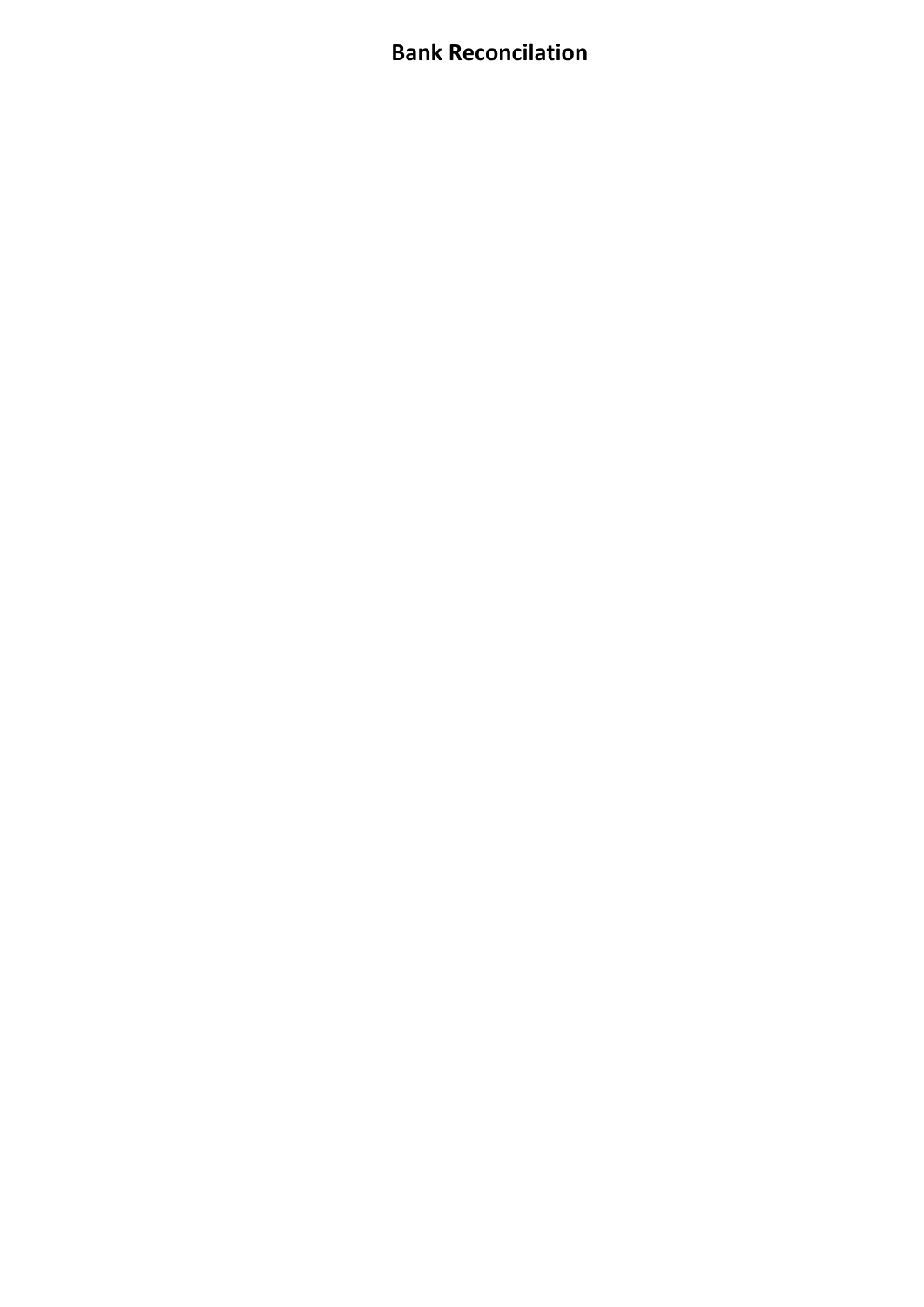# Bank Reconcilation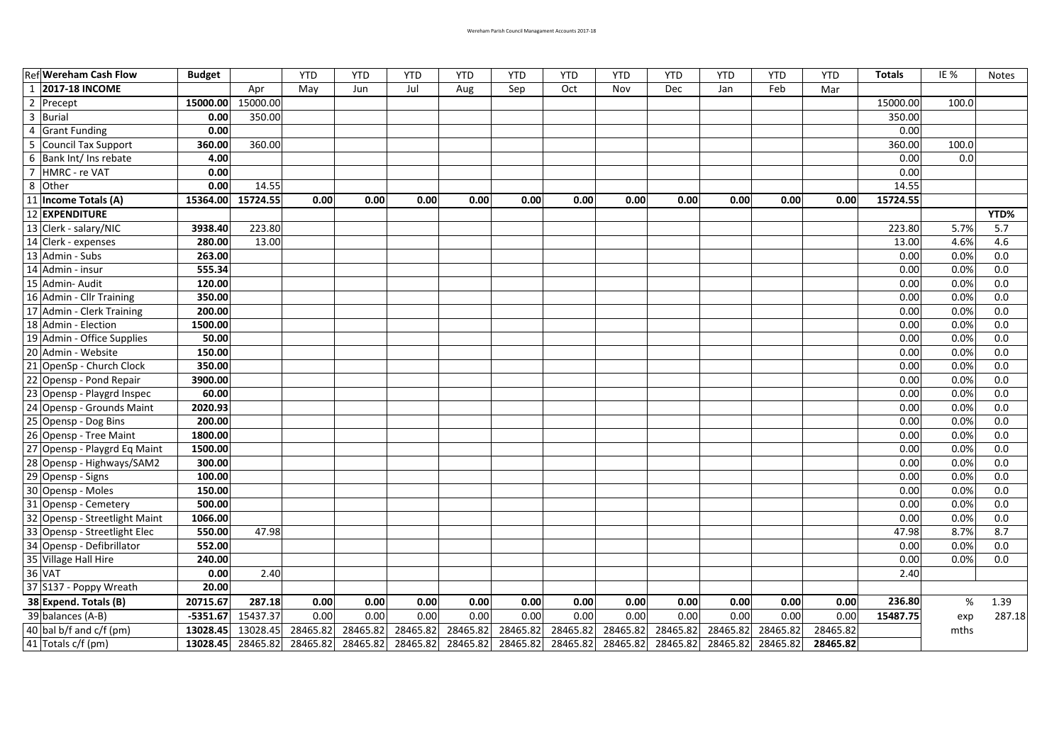| Ref | Wereham Cash Flow | Budget | | YTD | YTD | YTD | YTD | YTD | YTD | YTD | YTD | YTD | YTD | YTD | Totals | IE % | Notes |
|---|---|---|---|---|---|---|---|---|---|---|---|---|---|---|---|---|---|
| 1 | **2017-18 INCOME** | | Apr | May | Jun | Jul | Aug | Sep | Oct | Nov | Dec | Jan | Feb | Mar | | | |
| 2 | Precept | **15000.00** | 15000.00 | | | | | | | | | | | | 15000.00 | 100.0 | |
| 3 | Burial | **0.00** | 350.00 | | | | | | | | | | | | 350.00 | | |
| 4 | Grant Funding | **0.00** | | | | | | | | | | | | | 0.00 | | |
| 5 | Council Tax Support | **360.00** | 360.00 | | | | | | | | | | | | 360.00 | 100.0 | |
| 6 | Bank Int/ Ins rebate | **4.00** | | | | | | | | | | | | | 0.00 | 0.0 | |
| 7 | HMRC - re VAT | **0.00** | | | | | | | | | | | | | 0.00 | | |
| 8 | Other | **0.00** | 14.55 | | | | | | | | | | | | 14.55 | | |
| 11 | **Income Totals (A)** | **15364.00** | **15724.55** | **0.00** | **0.00** | **0.00** | **0.00** | **0.00** | **0.00** | **0.00** | **0.00** | **0.00** | **0.00** | **0.00** | **15724.55** | | |
| 12 | **EXPENDITURE** | | | | | | | | | | | | | | | | **YTD%** |
| 13 | Clerk - salary/NIC | **3938.40** | 223.80 | | | | | | | | | | | | 223.80 | 5.7% | 5.7 |
| 14 | Clerk - expenses | **280.00** | 13.00 | | | | | | | | | | | | 13.00 | 4.6% | 4.6 |
| 13 | Admin - Subs | **263.00** | | | | | | | | | | | | | 0.00 | 0.0% | 0.0 |
| 14 | Admin - insur | **555.34** | | | | | | | | | | | | | 0.00 | 0.0% | 0.0 |
| 15 | Admin- Audit | **120.00** | | | | | | | | | | | | | 0.00 | 0.0% | 0.0 |
| 16 | Admin - Cllr Training | **350.00** | | | | | | | | | | | | | 0.00 | 0.0% | 0.0 |
| 17 | Admin - Clerk Training | **200.00** | | | | | | | | | | | | | 0.00 | 0.0% | 0.0 |
| 18 | Admin - Election | **1500.00** | | | | | | | | | | | | | 0.00 | 0.0% | 0.0 |
| 19 | Admin - Office Supplies | **50.00** | | | | | | | | | | | | | 0.00 | 0.0% | 0.0 |
| 20 | Admin - Website | **150.00** | | | | | | | | | | | | | 0.00 | 0.0% | 0.0 |
| 21 | OpenSp - Church Clock | **350.00** | | | | | | | | | | | | | 0.00 | 0.0% | 0.0 |
| 22 | Opensp - Pond Repair | **3900.00** | | | | | | | | | | | | | 0.00 | 0.0% | 0.0 |
| 23 | Opensp - Playgrd Inspec | **60.00** | | | | | | | | | | | | | 0.00 | 0.0% | 0.0 |
| 24 | Opensp - Grounds Maint | **2020.93** | | | | | | | | | | | | | 0.00 | 0.0% | 0.0 |
| 25 | Opensp - Dog Bins | **200.00** | | | | | | | | | | | | | 0.00 | 0.0% | 0.0 |
| 26 | Opensp - Tree Maint | **1800.00** | | | | | | | | | | | | | 0.00 | 0.0% | 0.0 |
| 27 | Opensp - Playgrd Eq Maint | **1500.00** | | | | | | | | | | | | | 0.00 | 0.0% | 0.0 |
| 28 | Opensp - Highways/SAM2 | **300.00** | | | | | | | | | | | | | 0.00 | 0.0% | 0.0 |
| 29 | Opensp - Signs | **100.00** | | | | | | | | | | | | | 0.00 | 0.0% | 0.0 |
| 30 | Opensp - Moles | **150.00** | | | | | | | | | | | | | 0.00 | 0.0% | 0.0 |
| 31 | Opensp - Cemetery | **500.00** | | | | | | | | | | | | | 0.00 | 0.0% | 0.0 |
| 32 | Opensp - Streetlight Maint | **1066.00** | | | | | | | | | | | | | 0.00 | 0.0% | 0.0 |
| 33 | Opensp - Streetlight Elec | **550.00** | 47.98 | | | | | | | | | | | | 47.98 | 8.7% | 8.7 |
| 34 | Opensp - Defibrillator | **552.00** | | | | | | | | | | | | | 0.00 | 0.0% | 0.0 |
| 35 | Village Hall Hire | **240.00** | | | | | | | | | | | | | 0.00 | 0.0% | 0.0 |
| 36 | VAT | **0.00** | 2.40 | | | | | | | | | | | | 2.40 | | |
| 37 | S137 - Poppy Wreath | **20.00** | | | | | | | | | | | | | | | |
| 38 | **Expend. Totals (B)** | **20715.67** | **287.18** | **0.00** | **0.00** | **0.00** | **0.00** | **0.00** | **0.00** | **0.00** | **0.00** | **0.00** | **0.00** | **0.00** | **236.80** | % | 1.39 |
| 39 | balances (A-B) | **-5351.67** | 15437.37 | 0.00 | 0.00 | 0.00 | 0.00 | 0.00 | 0.00 | 0.00 | 0.00 | 0.00 | 0.00 | 0.00 | **15487.75** | exp | 287.18 |
| 40 | bal b/f and c/f (pm) | **13028.45** | 13028.45 | 28465.82 | 28465.82 | 28465.82 | 28465.82 | 28465.82 | 28465.82 | 28465.82 | 28465.82 | 28465.82 | 28465.82 | 28465.82 | | mths | |
| 41 | Totals c/f (pm) | **13028.45** | 28465.82 | 28465.82 | 28465.82 | 28465.82 | 28465.82 | 28465.82 | 28465.82 | 28465.82 | 28465.82 | 28465.82 | 28465.82 | **28465.82** | | | |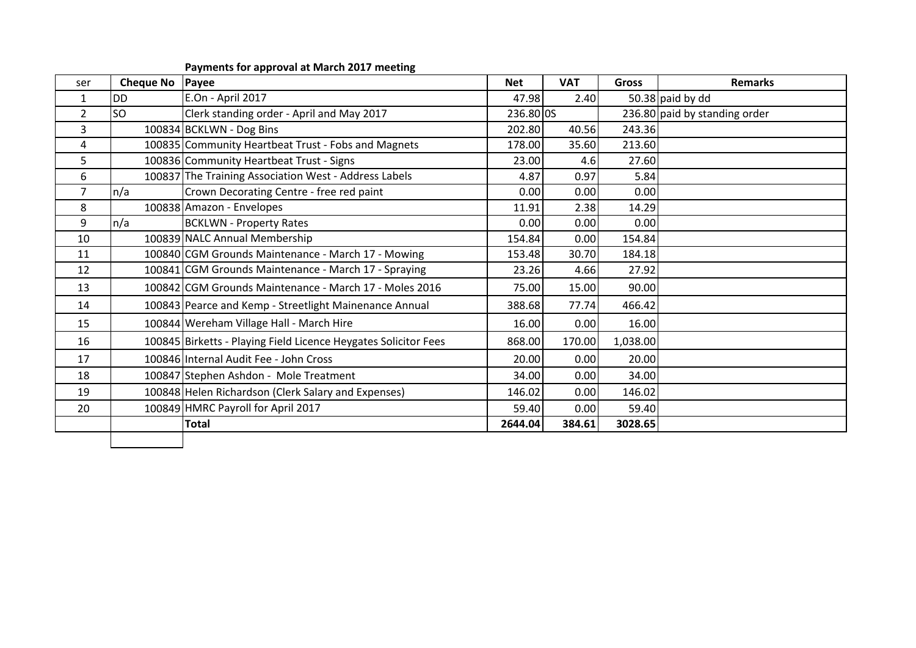**Payments for approval at March 2017 meeting**

| ser | Cheque No | Payee | Net | VAT | Gross | Remarks |
|---|---|---|---|---|---|---|
| 1 | DD | E.On - April 2017 | 47.98 | 2.40 | 50.38 | paid by dd |
| 2 | SO | Clerk standing order - April and May 2017 | 236.80 | OS | 236.80 | paid by standing order |
| 3 | 100834 | BCKLWN - Dog Bins | 202.80 | 40.56 | 243.36 | |
| 4 | 100835 | Community Heartbeat Trust - Fobs and Magnets | 178.00 | 35.60 | 213.60 | |
| 5 | 100836 | Community Heartbeat Trust - Signs | 23.00 | 4.6 | 27.60 | |
| 6 | 100837 | The Training Association West - Address Labels | 4.87 | 0.97 | 5.84 | |
| 7 | n/a | Crown Decorating Centre - free red paint | 0.00 | 0.00 | 0.00 | |
| 8 | 100838 | Amazon - Envelopes | 11.91 | 2.38 | 14.29 | |
| 9 | n/a | BCKLWN - Property Rates | 0.00 | 0.00 | 0.00 | |
| 10 | 100839 | NALC Annual Membership | 154.84 | 0.00 | 154.84 | |
| 11 | 100840 | CGM Grounds Maintenance - March 17 - Mowing | 153.48 | 30.70 | 184.18 | |
| 12 | 100841 | CGM Grounds Maintenance - March 17 - Spraying | 23.26 | 4.66 | 27.92 | |
| 13 | 100842 | CGM Grounds Maintenance - March 17 - Moles 2016 | 75.00 | 15.00 | 90.00 | |
| 14 | 100843 | Pearce and Kemp - Streetlight Mainenance Annual | 388.68 | 77.74 | 466.42 | |
| 15 | 100844 | Wereham Village Hall - March Hire | 16.00 | 0.00 | 16.00 | |
| 16 | 100845 | Birketts - Playing Field Licence Heygates Solicitor Fees | 868.00 | 170.00 | 1,038.00 | |
| 17 | 100846 | Internal Audit Fee - John Cross | 20.00 | 0.00 | 20.00 | |
| 18 | 100847 | Stephen Ashdon - Mole Treatment | 34.00 | 0.00 | 34.00 | |
| 19 | 100848 | Helen Richardson (Clerk Salary and Expenses) | 146.02 | 0.00 | 146.02 | |
| 20 | 100849 | HMRC Payroll for April 2017 | 59.40 | 0.00 | 59.40 | |
| | | **Total** | **2644.04** | **384.61** | **3028.65** | |